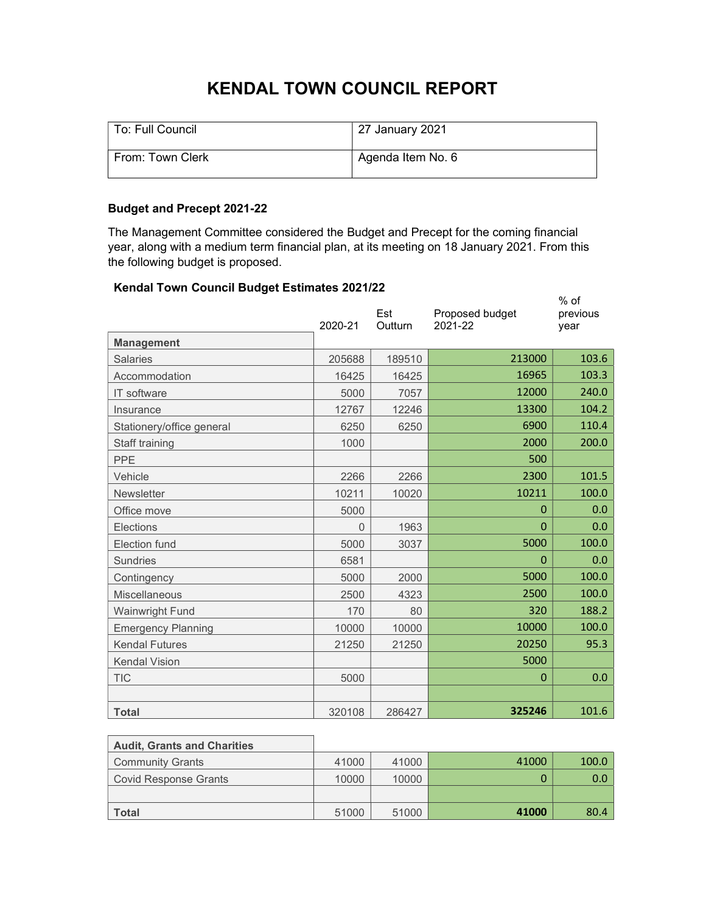# KENDAL TOWN COUNCIL REPORT

| To: Full Council | 27 January 2021 |
|---|---|
| From: Town Clerk | Agenda Item No. 6 |

**Budget and Precept 2021-22**

The Management Committee considered the Budget and Precept for the coming financial year, along with a medium term financial plan, at its meeting on 18 January 2021. From this the following budget is proposed.

**Kendal Town Council Budget Estimates 2021/22**

| | 2020-21 | Est Outturn | Proposed budget 2021-22 | % of previous year |
|---|---|---|---|---|
| **Management** | | | | |
| Salaries | 205688 | 189510 | 213000 | 103.6 |
| Accommodation | 16425 | 16425 | 16965 | 103.3 |
| IT software | 5000 | 7057 | 12000 | 240.0 |
| Insurance | 12767 | 12246 | 13300 | 104.2 |
| Stationery/office general | 6250 | 6250 | 6900 | 110.4 |
| Staff training | 1000 | | 2000 | 200.0 |
| PPE | | | 500 | |
| Vehicle | 2266 | 2266 | 2300 | 101.5 |
| Newsletter | 10211 | 10020 | 10211 | 100.0 |
| Office move | 5000 | | 0 | 0.0 |
| Elections | 0 | 1963 | 0 | 0.0 |
| Election fund | 5000 | 3037 | 5000 | 100.0 |
| Sundries | 6581 | | 0 | 0.0 |
| Contingency | 5000 | 2000 | 5000 | 100.0 |
| Miscellaneous | 2500 | 4323 | 2500 | 100.0 |
| Wainwright Fund | 170 | 80 | 320 | 188.2 |
| Emergency Planning | 10000 | 10000 | 10000 | 100.0 |
| Kendal Futures | 21250 | 21250 | 20250 | 95.3 |
| Kendal Vision | | | 5000 | |
| TIC | 5000 | | 0 | 0.0 |
| | | | | |
| **Total** | 320108 | 286427 | **325246** | 101.6 |

| | 2020-21 | Est Outturn | Proposed budget 2021-22 | % of previous year |
|---|---|---|---|---|
| **Audit, Grants and Charities** | | | | |
| Community Grants | 41000 | 41000 | 41000 | 100.0 |
| Covid Response Grants | 10000 | 10000 | 0 | 0.0 |
| | | | | |
| **Total** | 51000 | 51000 | **41000** | 80.4 |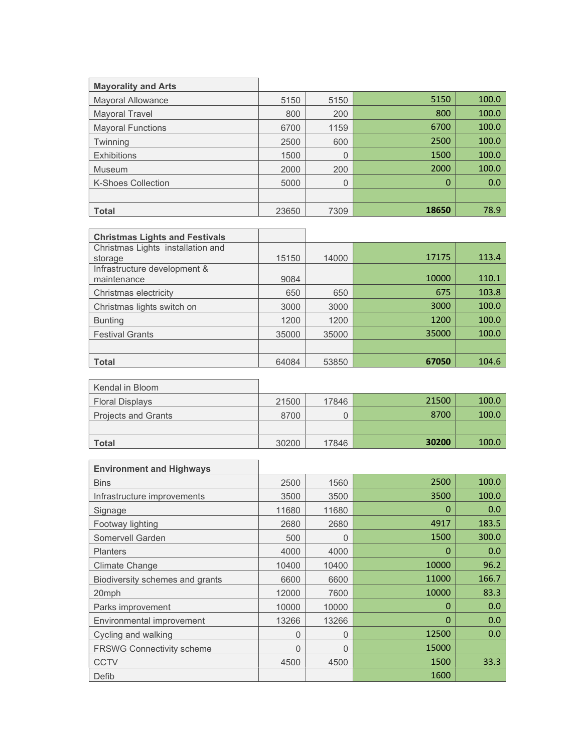| Mayorality and Arts | | | | |
|---|---|---|---|---|
| Mayoral Allowance | 5150 | 5150 | 5150 | 100.0 |
| Mayoral Travel | 800 | 200 | 800 | 100.0 |
| Mayoral Functions | 6700 | 1159 | 6700 | 100.0 |
| Twinning | 2500 | 600 | 2500 | 100.0 |
| Exhibitions | 1500 | 0 | 1500 | 100.0 |
| Museum | 2000 | 200 | 2000 | 100.0 |
| K-Shoes Collection | 5000 | 0 | 0 | 0.0 |
| | | | | |
| **Total** | 23650 | 7309 | **18650** | 78.9 |

| Christmas Lights and Festivals | | | | |
|---|---|---|---|---|
| Christmas Lights installation and storage | 15150 | 14000 | 17175 | 113.4 |
| Infrastructure development & maintenance | 9084 | | 10000 | 110.1 |
| Christmas electricity | 650 | 650 | 675 | 103.8 |
| Christmas lights switch on | 3000 | 3000 | 3000 | 100.0 |
| Bunting | 1200 | 1200 | 1200 | 100.0 |
| Festival Grants | 35000 | 35000 | 35000 | 100.0 |
| | | | | |
| **Total** | 64084 | 53850 | **67050** | 104.6 |

| Kendal in Bloom | | | | |
|---|---|---|---|---|
| Floral Displays | 21500 | 17846 | 21500 | 100.0 |
| Projects and Grants | 8700 | 0 | 8700 | 100.0 |
| | | | | |
| **Total** | 30200 | 17846 | **30200** | 100.0 |

| Environment and Highways | | | | |
|---|---|---|---|---|
| Bins | 2500 | 1560 | 2500 | 100.0 |
| Infrastructure improvements | 3500 | 3500 | 3500 | 100.0 |
| Signage | 11680 | 11680 | 0 | 0.0 |
| Footway lighting | 2680 | 2680 | 4917 | 183.5 |
| Somervell Garden | 500 | 0 | 1500 | 300.0 |
| Planters | 4000 | 4000 | 0 | 0.0 |
| Climate Change | 10400 | 10400 | 10000 | 96.2 |
| Biodiversity schemes and grants | 6600 | 6600 | 11000 | 166.7 |
| 20mph | 12000 | 7600 | 10000 | 83.3 |
| Parks improvement | 10000 | 10000 | 0 | 0.0 |
| Environmental improvement | 13266 | 13266 | 0 | 0.0 |
| Cycling and walking | 0 | 0 | 12500 | 0.0 |
| FRSWG Connectivity scheme | 0 | 0 | 15000 | |
| CCTV | 4500 | 4500 | 1500 | 33.3 |
| Defib | | | 1600 | |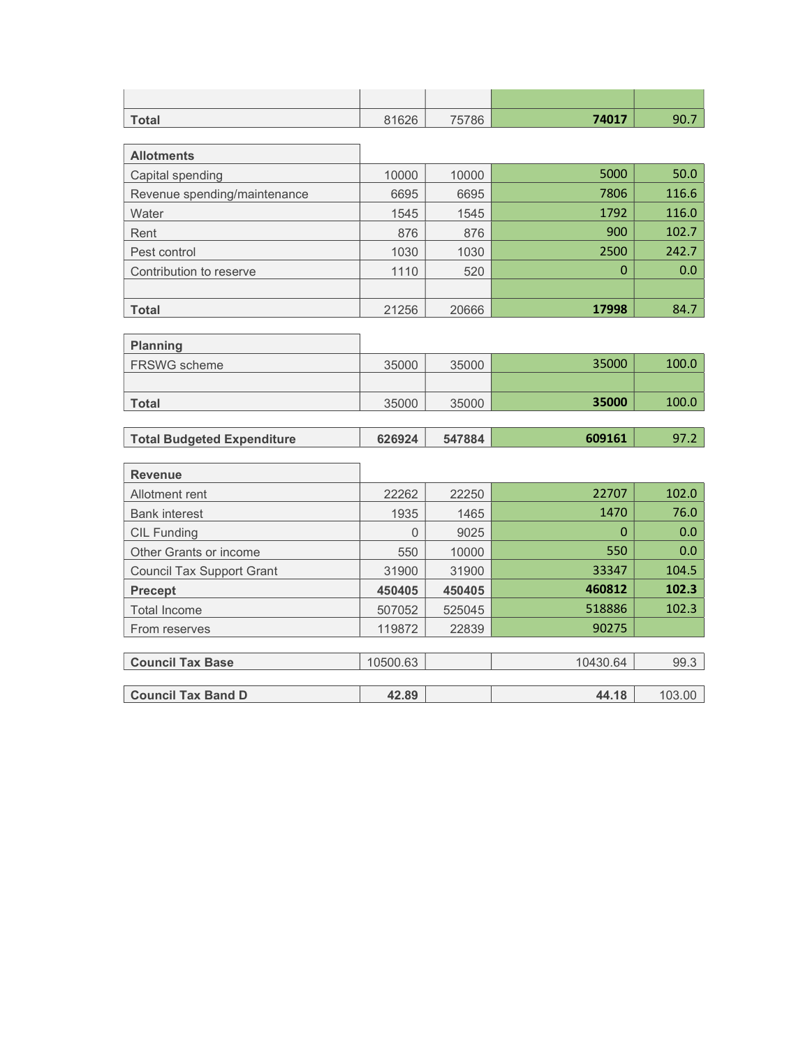| | | | | |
|---|---|---|---|---|
| | | | | |
| **Total** | 81626 | 75786 | **74017** | 90.7 |

| **Allotments** | | | | |
|---|---|---|---|---|
| Capital spending | 10000 | 10000 | 5000 | 50.0 |
| Revenue spending/maintenance | 6695 | 6695 | 7806 | 116.6 |
| Water | 1545 | 1545 | 1792 | 116.0 |
| Rent | 876 | 876 | 900 | 102.7 |
| Pest control | 1030 | 1030 | 2500 | 242.7 |
| Contribution to reserve | 1110 | 520 | 0 | 0.0 |
| | | | | |
| **Total** | 21256 | 20666 | **17998** | 84.7 |

| **Planning** | | | | |
|---|---|---|---|---|
| FRSWG scheme | 35000 | 35000 | 35000 | 100.0 |
| | | | | |
| **Total** | 35000 | 35000 | **35000** | 100.0 |

| **Total Budgeted Expenditure** | **626924** | **547884** | **609161** | 97.2 |
|---|---|---|---|---|

| **Revenue** | | | | |
|---|---|---|---|---|
| Allotment rent | 22262 | 22250 | 22707 | 102.0 |
| Bank interest | 1935 | 1465 | 1470 | 76.0 |
| CIL Funding | 0 | 9025 | 0 | 0.0 |
| Other Grants or income | 550 | 10000 | 550 | 0.0 |
| Council Tax Support Grant | 31900 | 31900 | 33347 | 104.5 |
| **Precept** | **450405** | **450405** | **460812** | **102.3** |
| Total Income | 507052 | 525045 | 518886 | 102.3 |
| From reserves | 119872 | 22839 | 90275 | |

| **Council Tax Base** | 10500.63 | | 10430.64 | 99.3 |
|---|---|---|---|---|

| **Council Tax Band D** | **42.89** | | **44.18** | 103.00 |
|---|---|---|---|---|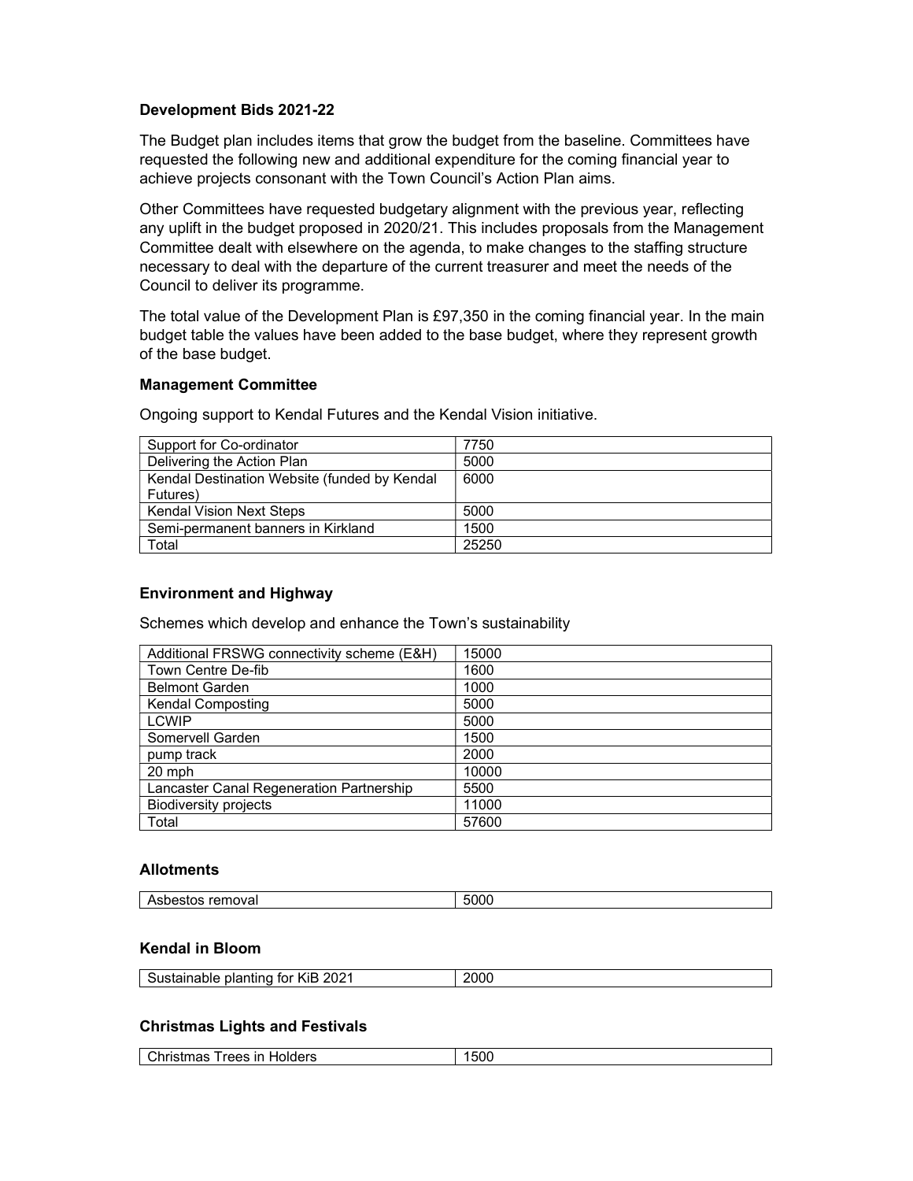### Development Bids 2021-22

The Budget plan includes items that grow the budget from the baseline. Committees have requested the following new and additional expenditure for the coming financial year to achieve projects consonant with the Town Council's Action Plan aims.

Other Committees have requested budgetary alignment with the previous year, reflecting any uplift in the budget proposed in 2020/21. This includes proposals from the Management Committee dealt with elsewhere on the agenda, to make changes to the staffing structure necessary to deal with the departure of the current treasurer and meet the needs of the Council to deliver its programme.

The total value of the Development Plan is £97,350 in the coming financial year. In the main budget table the values have been added to the base budget, where they represent growth of the base budget.

#### Management Committee

Ongoing support to Kendal Futures and the Kendal Vision initiative.

| | |
|---|---|
| Support for Co-ordinator | 7750 |
| Delivering the Action Plan | 5000 |
| Kendal Destination Website (funded by Kendal Futures) | 6000 |
| Kendal Vision Next Steps | 5000 |
| Semi-permanent banners in Kirkland | 1500 |
| Total | 25250 |

#### Environment and Highway

Schemes which develop and enhance the Town's sustainability

| | |
|---|---|
| Additional FRSWG connectivity scheme (E&H) | 15000 |
| Town Centre De-fib | 1600 |
| Belmont Garden | 1000 |
| Kendal Composting | 5000 |
| LCWIP | 5000 |
| Somervell Garden | 1500 |
| pump track | 2000 |
| 20 mph | 10000 |
| Lancaster Canal Regeneration Partnership | 5500 |
| Biodiversity projects | 11000 |
| Total | 57600 |

#### Allotments

| | |
|---|---|
| Asbestos removal | 5000 |

#### Kendal in Bloom

| | |
|---|---|
| Sustainable planting for KiB 2021 | 2000 |

#### Christmas Lights and Festivals

| | |
|---|---|
| Christmas Trees in Holders | 1500 |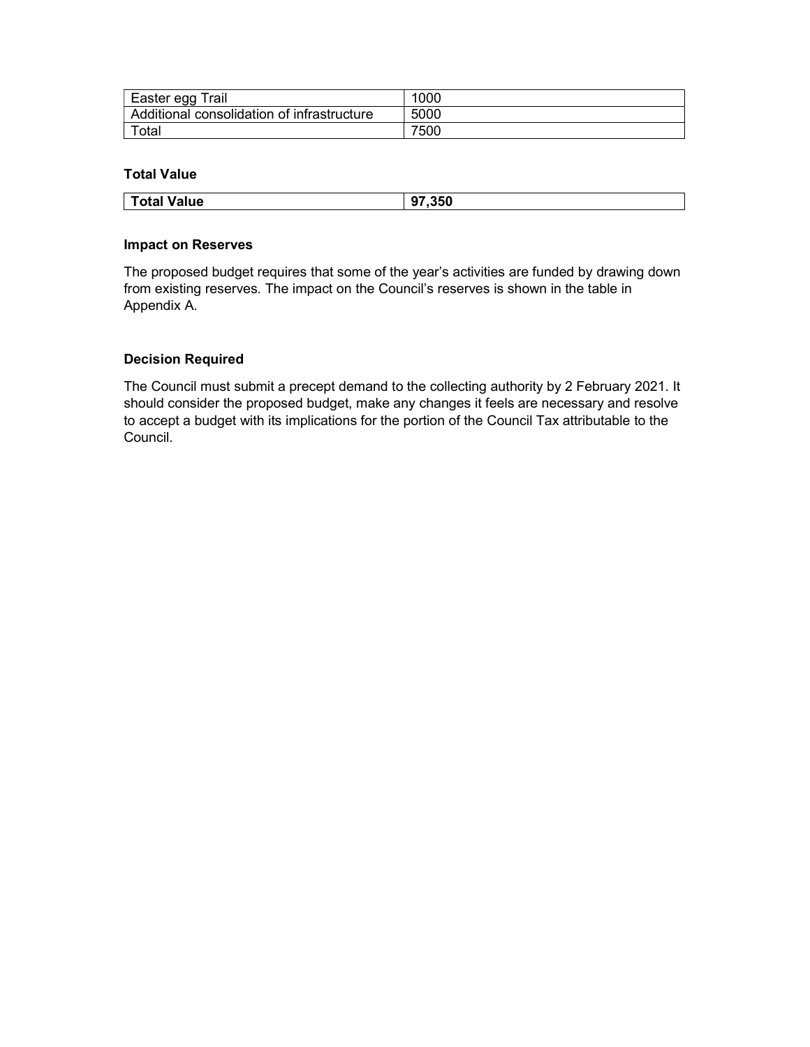| | |
|---|---|
| Easter egg Trail | 1000 |
| Additional consolidation of infrastructure | 5000 |
| Total | 7500 |

**Total Value**

| | |
|---|---|
| **Total Value** | **97,350** |

**Impact on Reserves**

The proposed budget requires that some of the year's activities are funded by drawing down from existing reserves. The impact on the Council's reserves is shown in the table in Appendix A.

**Decision Required**

The Council must submit a precept demand to the collecting authority by 2 February 2021. It should consider the proposed budget, make any changes it feels are necessary and resolve to accept a budget with its implications for the portion of the Council Tax attributable to the Council.